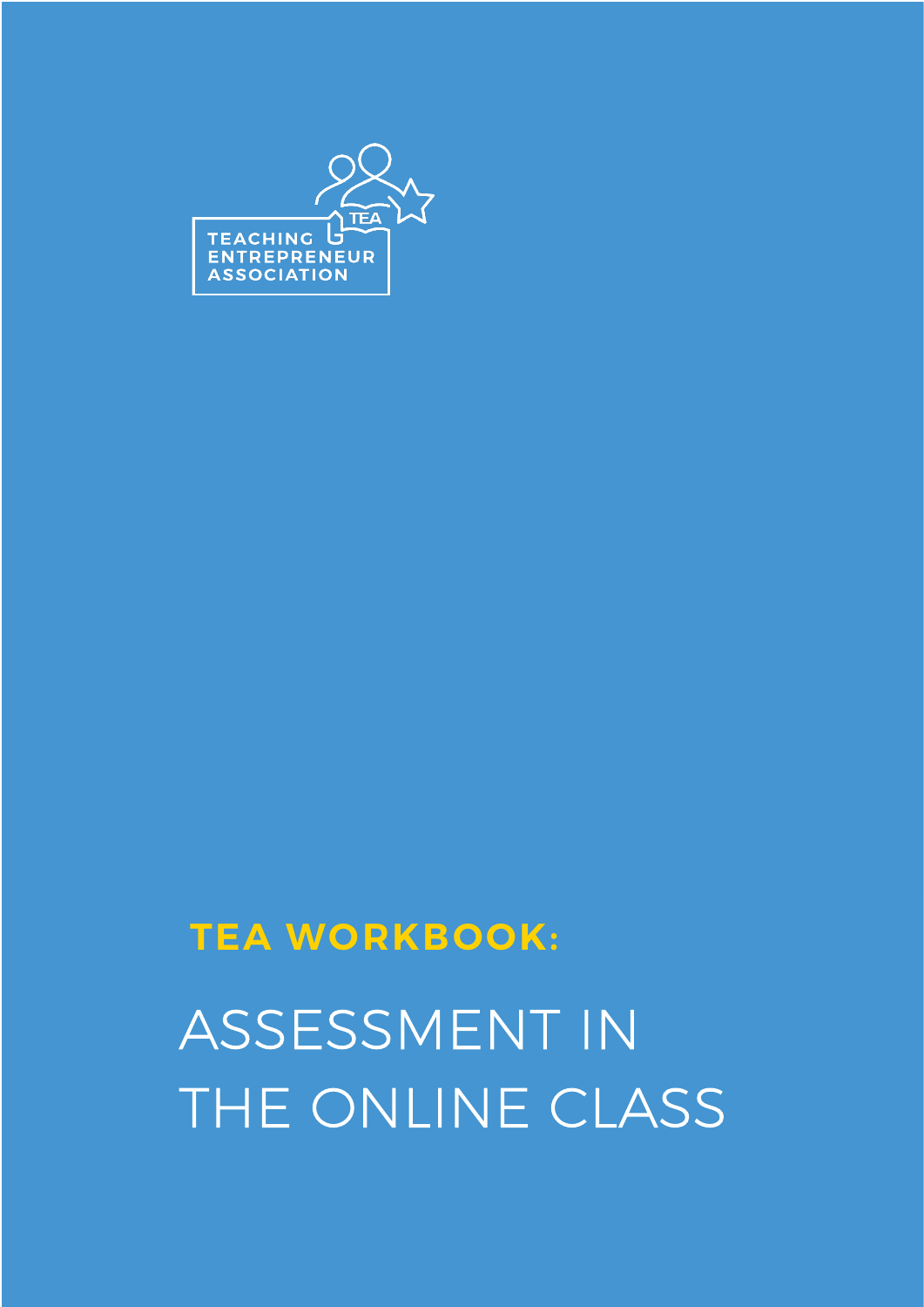TEACHING ENTREPRENEUR ASSOCIATION

**TEA WORKBOOK:**

# ASSESSMENT IN THE ONLINE CLASS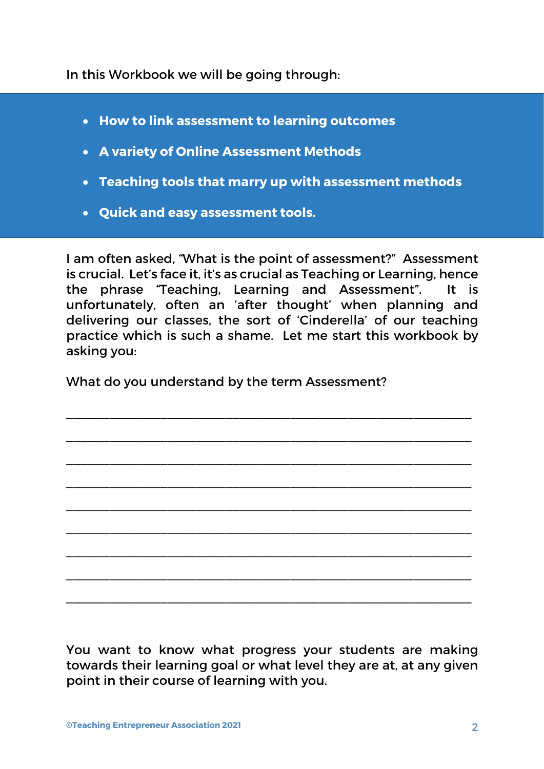In this Workbook we will be going through:

- **How to link assessment to learning outcomes**
- **A variety of Online Assessment Methods**
- **Teaching tools that marry up with assessment methods**
- **Quick and easy assessment tools.**

I am often asked, "What is the point of assessment?" Assessment is crucial. Let's face it, it's as crucial as Teaching or Learning, hence the phrase "Teaching, Learning and Assessment". It is unfortunately, often an 'after thought' when planning and delivering our classes, the sort of 'Cinderella' of our teaching practice which is such a shame. Let me start this workbook by asking you:

What do you understand by the term Assessment?

______________________________________________________________

______________________________________________________________

______________________________________________________________

______________________________________________________________

______________________________________________________________

______________________________________________________________

______________________________________________________________

______________________________________________________________

______________________________________________________________

You want to know what progress your students are making towards their learning goal or what level they are at, at any given point in their course of learning with you.

©Teaching Entrepreneur Association 2021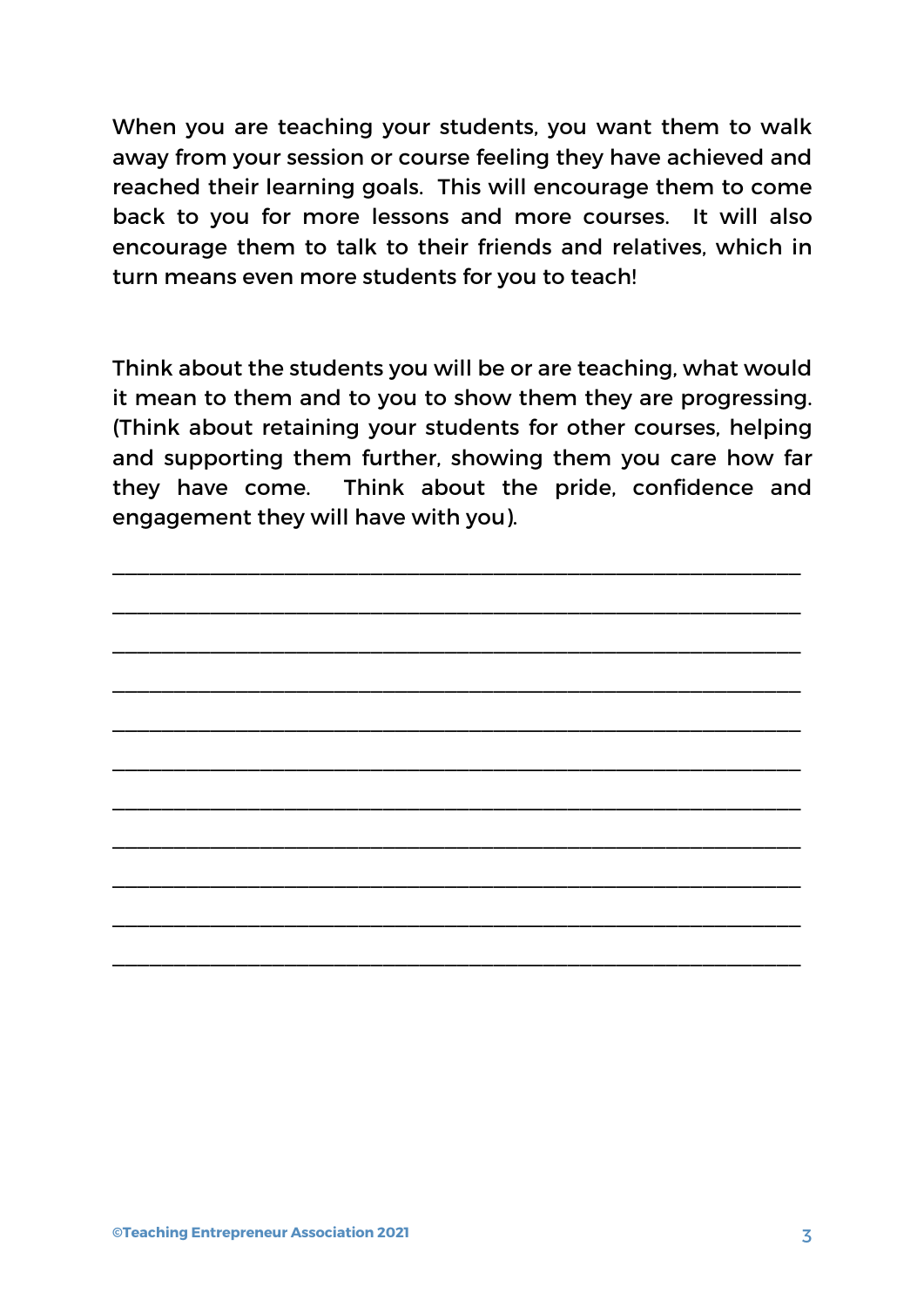When you are teaching your students, you want them to walk away from your session or course feeling they have achieved and reached their learning goals. This will encourage them to come back to you for more lessons and more courses. It will also encourage them to talk to their friends and relatives, which in turn means even more students for you to teach!

Think about the students you will be or are teaching, what would it mean to them and to you to show them they are progressing. (Think about retaining your students for other courses, helping and supporting them further, showing them you care how far they have come. Think about the pride, confidence and engagement they will have with you).

\_\_\_\_\_\_\_\_\_\_\_\_\_\_\_\_\_\_\_\_\_\_\_\_\_\_\_\_\_\_\_\_\_\_\_\_\_\_\_\_\_\_\_\_\_\_\_\_\_\_\_\_\_\_\_\_\_\_\_\_

\_\_\_\_\_\_\_\_\_\_\_\_\_\_\_\_\_\_\_\_\_\_\_\_\_\_\_\_\_\_\_\_\_\_\_\_\_\_\_\_\_\_\_\_\_\_\_\_\_\_\_\_\_\_\_\_\_\_\_\_

\_\_\_\_\_\_\_\_\_\_\_\_\_\_\_\_\_\_\_\_\_\_\_\_\_\_\_\_\_\_\_\_\_\_\_\_\_\_\_\_\_\_\_\_\_\_\_\_\_\_\_\_\_\_\_\_\_\_\_\_

\_\_\_\_\_\_\_\_\_\_\_\_\_\_\_\_\_\_\_\_\_\_\_\_\_\_\_\_\_\_\_\_\_\_\_\_\_\_\_\_\_\_\_\_\_\_\_\_\_\_\_\_\_\_\_\_\_\_\_\_

\_\_\_\_\_\_\_\_\_\_\_\_\_\_\_\_\_\_\_\_\_\_\_\_\_\_\_\_\_\_\_\_\_\_\_\_\_\_\_\_\_\_\_\_\_\_\_\_\_\_\_\_\_\_\_\_\_\_\_\_

\_\_\_\_\_\_\_\_\_\_\_\_\_\_\_\_\_\_\_\_\_\_\_\_\_\_\_\_\_\_\_\_\_\_\_\_\_\_\_\_\_\_\_\_\_\_\_\_\_\_\_\_\_\_\_\_\_\_\_\_

\_\_\_\_\_\_\_\_\_\_\_\_\_\_\_\_\_\_\_\_\_\_\_\_\_\_\_\_\_\_\_\_\_\_\_\_\_\_\_\_\_\_\_\_\_\_\_\_\_\_\_\_\_\_\_\_\_\_\_\_

\_\_\_\_\_\_\_\_\_\_\_\_\_\_\_\_\_\_\_\_\_\_\_\_\_\_\_\_\_\_\_\_\_\_\_\_\_\_\_\_\_\_\_\_\_\_\_\_\_\_\_\_\_\_\_\_\_\_\_\_

\_\_\_\_\_\_\_\_\_\_\_\_\_\_\_\_\_\_\_\_\_\_\_\_\_\_\_\_\_\_\_\_\_\_\_\_\_\_\_\_\_\_\_\_\_\_\_\_\_\_\_\_\_\_\_\_\_\_\_\_

\_\_\_\_\_\_\_\_\_\_\_\_\_\_\_\_\_\_\_\_\_\_\_\_\_\_\_\_\_\_\_\_\_\_\_\_\_\_\_\_\_\_\_\_\_\_\_\_\_\_\_\_\_\_\_\_\_\_\_\_

\_\_\_\_\_\_\_\_\_\_\_\_\_\_\_\_\_\_\_\_\_\_\_\_\_\_\_\_\_\_\_\_\_\_\_\_\_\_\_\_\_\_\_\_\_\_\_\_\_\_\_\_\_\_\_\_\_\_\_\_

**©Teaching Entrepreneur Association 2021**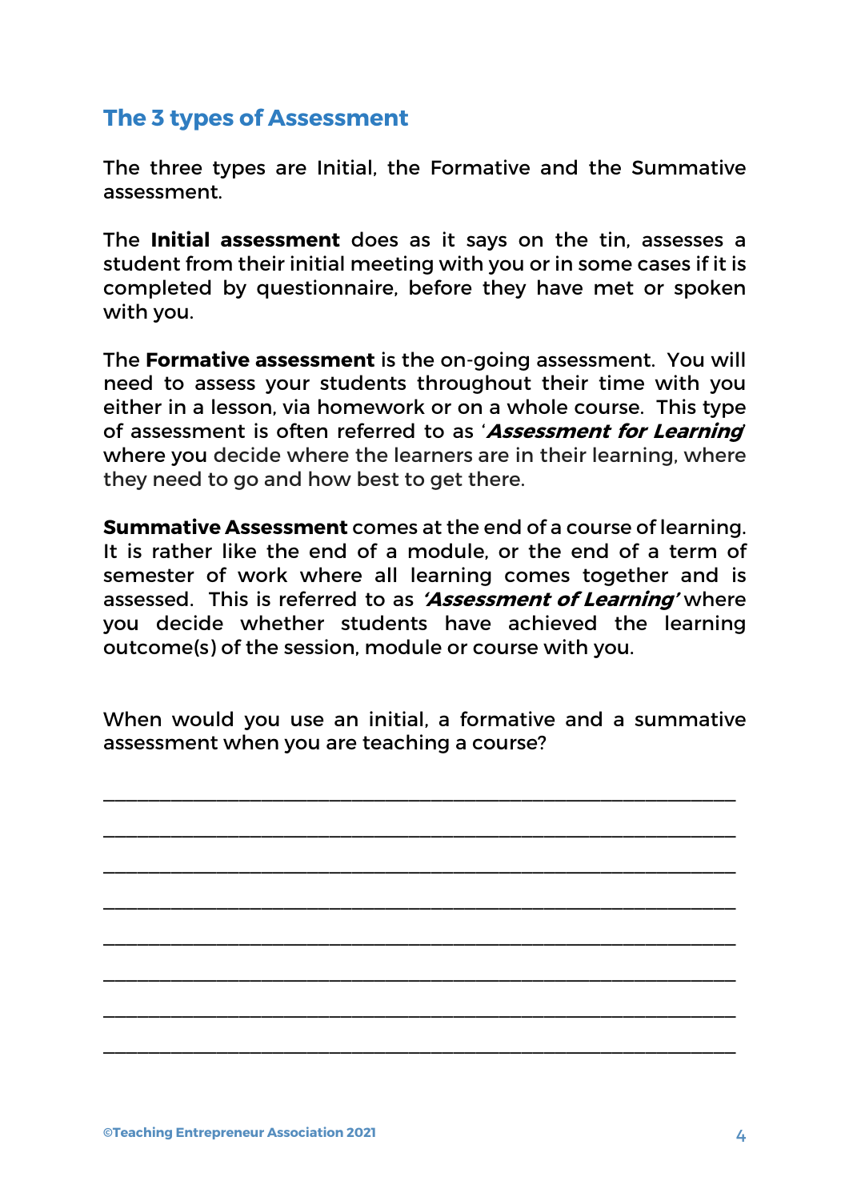## The 3 types of Assessment

The three types are Initial, the Formative and the Summative assessment.

The **Initial assessment** does as it says on the tin, assesses a student from their initial meeting with you or in some cases if it is completed by questionnaire, before they have met or spoken with you.

The **Formative assessment** is the on-going assessment. You will need to assess your students throughout their time with you either in a lesson, via homework or on a whole course. This type of assessment is often referred to as '***Assessment for Learning***' where you decide where the learners are in their learning, where they need to go and how best to get there.

**Summative Assessment** comes at the end of a course of learning. It is rather like the end of a module, or the end of a term of semester of work where all learning comes together and is assessed. This is referred to as ***'Assessment of Learning'*** where you decide whether students have achieved the learning outcome(s) of the session, module or course with you.

When would you use an initial, a formative and a summative assessment when you are teaching a course?

\_\_\_\_\_\_\_\_\_\_\_\_\_\_\_\_\_\_\_\_\_\_\_\_\_\_\_\_\_\_\_\_\_\_\_\_\_\_\_\_\_\_\_\_\_\_\_\_\_\_\_\_\_\_\_\_\_\_\_\_

\_\_\_\_\_\_\_\_\_\_\_\_\_\_\_\_\_\_\_\_\_\_\_\_\_\_\_\_\_\_\_\_\_\_\_\_\_\_\_\_\_\_\_\_\_\_\_\_\_\_\_\_\_\_\_\_\_\_\_\_

\_\_\_\_\_\_\_\_\_\_\_\_\_\_\_\_\_\_\_\_\_\_\_\_\_\_\_\_\_\_\_\_\_\_\_\_\_\_\_\_\_\_\_\_\_\_\_\_\_\_\_\_\_\_\_\_\_\_\_\_

\_\_\_\_\_\_\_\_\_\_\_\_\_\_\_\_\_\_\_\_\_\_\_\_\_\_\_\_\_\_\_\_\_\_\_\_\_\_\_\_\_\_\_\_\_\_\_\_\_\_\_\_\_\_\_\_\_\_\_\_

\_\_\_\_\_\_\_\_\_\_\_\_\_\_\_\_\_\_\_\_\_\_\_\_\_\_\_\_\_\_\_\_\_\_\_\_\_\_\_\_\_\_\_\_\_\_\_\_\_\_\_\_\_\_\_\_\_\_\_\_

\_\_\_\_\_\_\_\_\_\_\_\_\_\_\_\_\_\_\_\_\_\_\_\_\_\_\_\_\_\_\_\_\_\_\_\_\_\_\_\_\_\_\_\_\_\_\_\_\_\_\_\_\_\_\_\_\_\_\_\_

\_\_\_\_\_\_\_\_\_\_\_\_\_\_\_\_\_\_\_\_\_\_\_\_\_\_\_\_\_\_\_\_\_\_\_\_\_\_\_\_\_\_\_\_\_\_\_\_\_\_\_\_\_\_\_\_\_\_\_\_

\_\_\_\_\_\_\_\_\_\_\_\_\_\_\_\_\_\_\_\_\_\_\_\_\_\_\_\_\_\_\_\_\_\_\_\_\_\_\_\_\_\_\_\_\_\_\_\_\_\_\_\_\_\_\_\_\_\_\_\_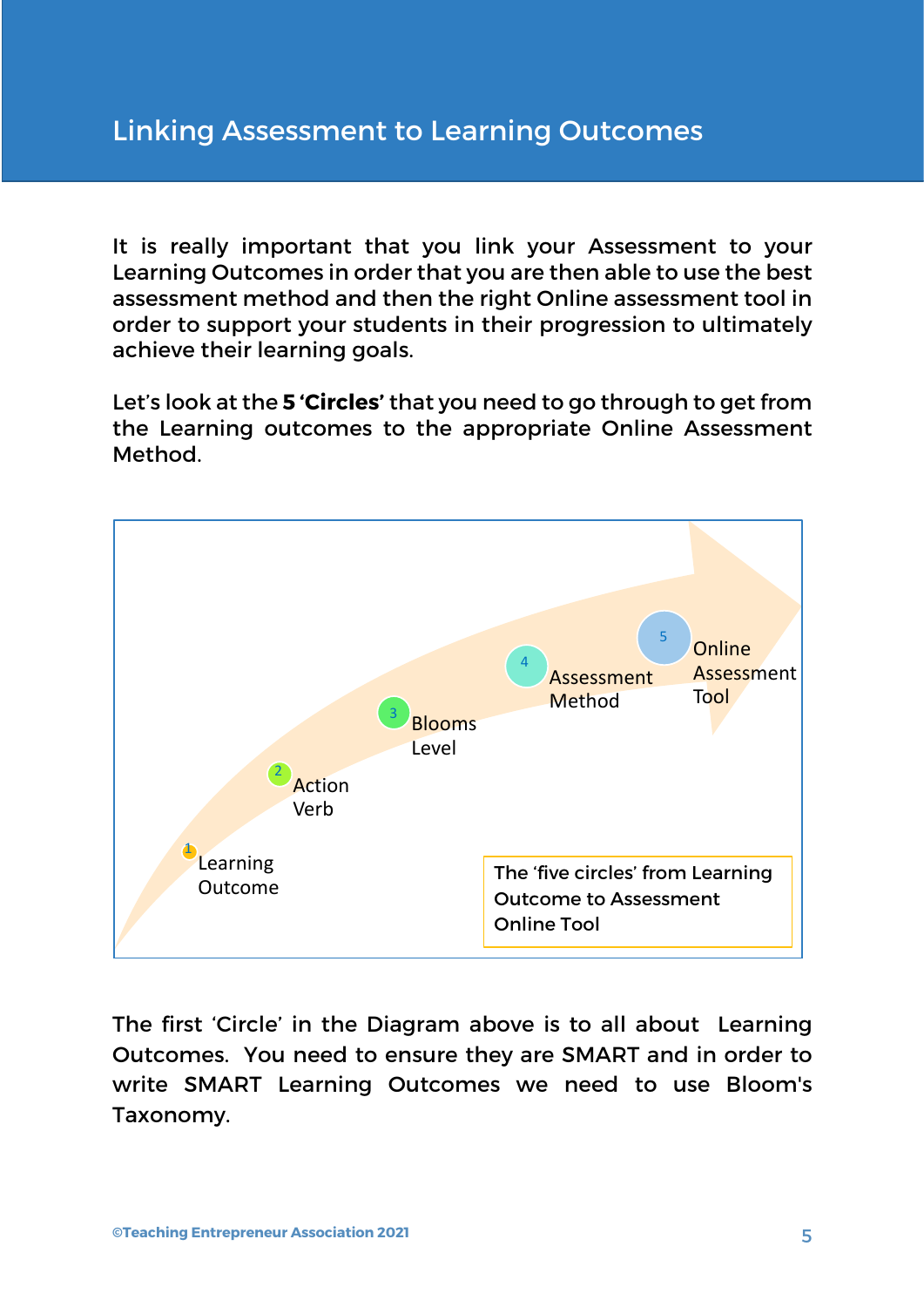# Linking Assessment to Learning Outcomes

It is really important that you link your Assessment to your Learning Outcomes in order that you are then able to use the best assessment method and then the right Online assessment tool in order to support your students in their progression to ultimately achieve their learning goals.

Let's look at the **5 'Circles'** that you need to go through to get from the Learning outcomes to the appropriate Online Assessment Method.

1. Learning Outcome
2. Action Verb
3. Blooms Level
4. Assessment Method
5. Online Assessment Tool

The 'five circles' from Learning Outcome to Assessment Online Tool

The first 'Circle' in the Diagram above is to all about Learning Outcomes. You need to ensure they are SMART and in order to write SMART Learning Outcomes we need to use Bloom's Taxonomy.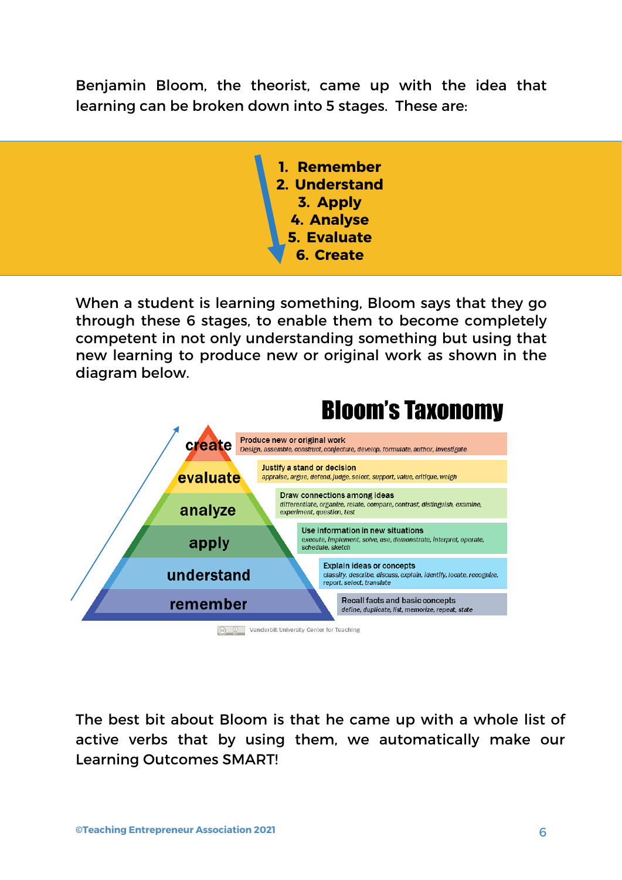Benjamin Bloom, the theorist, came up with the idea that learning can be broken down into 5 stages. These are:

1. **Remember**
2. **Understand**
3. **Apply**
4. **Analyse**
5. **Evaluate**
6. **Create**

When a student is learning something, Bloom says that they go through these 6 stages, to enable them to become completely competent in not only understanding something but using that new learning to produce new or original work as shown in the diagram below.

## Bloom's Taxonomy

| Level | Description | Verbs |
|---|---|---|
| create | Produce new or original work | *Design, assemble, construct, conjecture, develop, formulate, author, investigate* |
| evaluate | Justify a stand or decision | *appraise, argue, defend, judge, select, support, value, critique, weigh* |
| analyze | Draw connections among ideas | *differentiate, organize, relate, compare, contrast, distinguish, examine, experiment, question, test* |
| apply | Use information in new situations | *execute, implement, solve, use, demonstrate, interpret, operate, schedule, sketch* |
| understand | Explain ideas or concepts | *classify, describe, discuss, explain, identify, locate, recognize, report, select, translate* |
| remember | Recall facts and basic concepts | *define, duplicate, list, memorize, repeat, state* |

Vanderbilt University Center for Teaching

The best bit about Bloom is that he came up with a whole list of active verbs that by using them, we automatically make our Learning Outcomes SMART!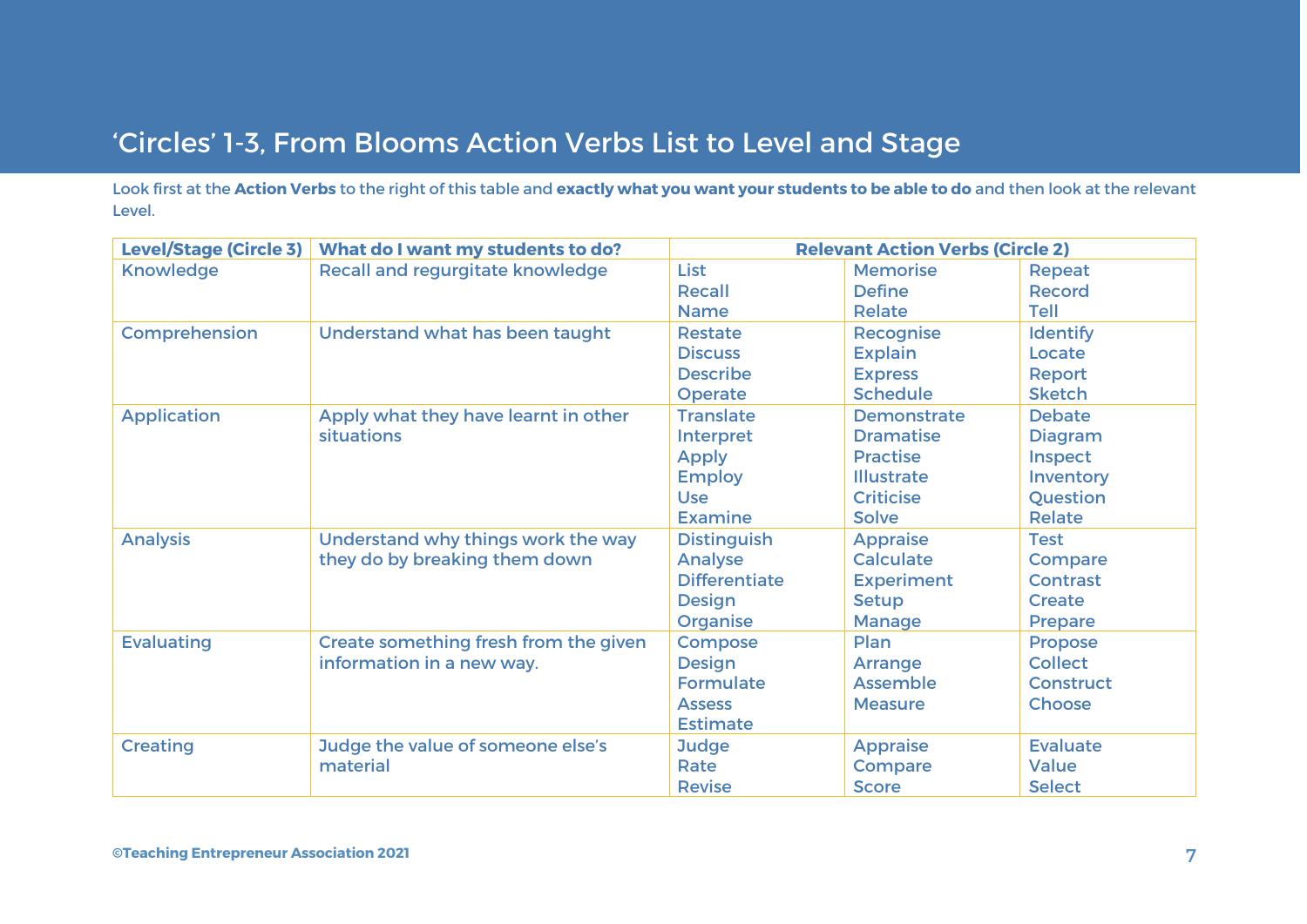# 'Circles' 1-3, From Blooms Action Verbs List to Level and Stage

Look first at the **Action Verbs** to the right of this table and **exactly what you want your students to be able to do** and then look at the relevant Level.

| Level/Stage (Circle 3) | What do I want my students to do? | Relevant Action Verbs (Circle 2) | | |
|---|---|---|---|---|
| Knowledge | Recall and regurgitate knowledge | List<br>Recall<br>Name | Memorise<br>Define<br>Relate | Repeat<br>Record<br>Tell |
| Comprehension | Understand what has been taught | Restate<br>Discuss<br>Describe<br>Operate | Recognise<br>Explain<br>Express<br>Schedule | Identify<br>Locate<br>Report<br>Sketch |
| Application | Apply what they have learnt in other situations | Translate<br>Interpret<br>Apply<br>Employ<br>Use<br>Examine | Demonstrate<br>Dramatise<br>Practise<br>Illustrate<br>Criticise<br>Solve | Debate<br>Diagram<br>Inspect<br>Inventory<br>Question<br>Relate |
| Analysis | Understand why things work the way they do by breaking them down | Distinguish<br>Analyse<br>Differentiate<br>Design<br>Organise | Appraise<br>Calculate<br>Experiment<br>Setup<br>Manage | Test<br>Compare<br>Contrast<br>Create<br>Prepare |
| Evaluating | Create something fresh from the given information in a new way. | Compose<br>Design<br>Formulate<br>Assess<br>Estimate | Plan<br>Arrange<br>Assemble<br>Measure | Propose<br>Collect<br>Construct<br>Choose |
| Creating | Judge the value of someone else's material | Judge<br>Rate<br>Revise | Appraise<br>Compare<br>Score | Evaluate<br>Value<br>Select |

**©Teaching Entrepreneur Association 2021**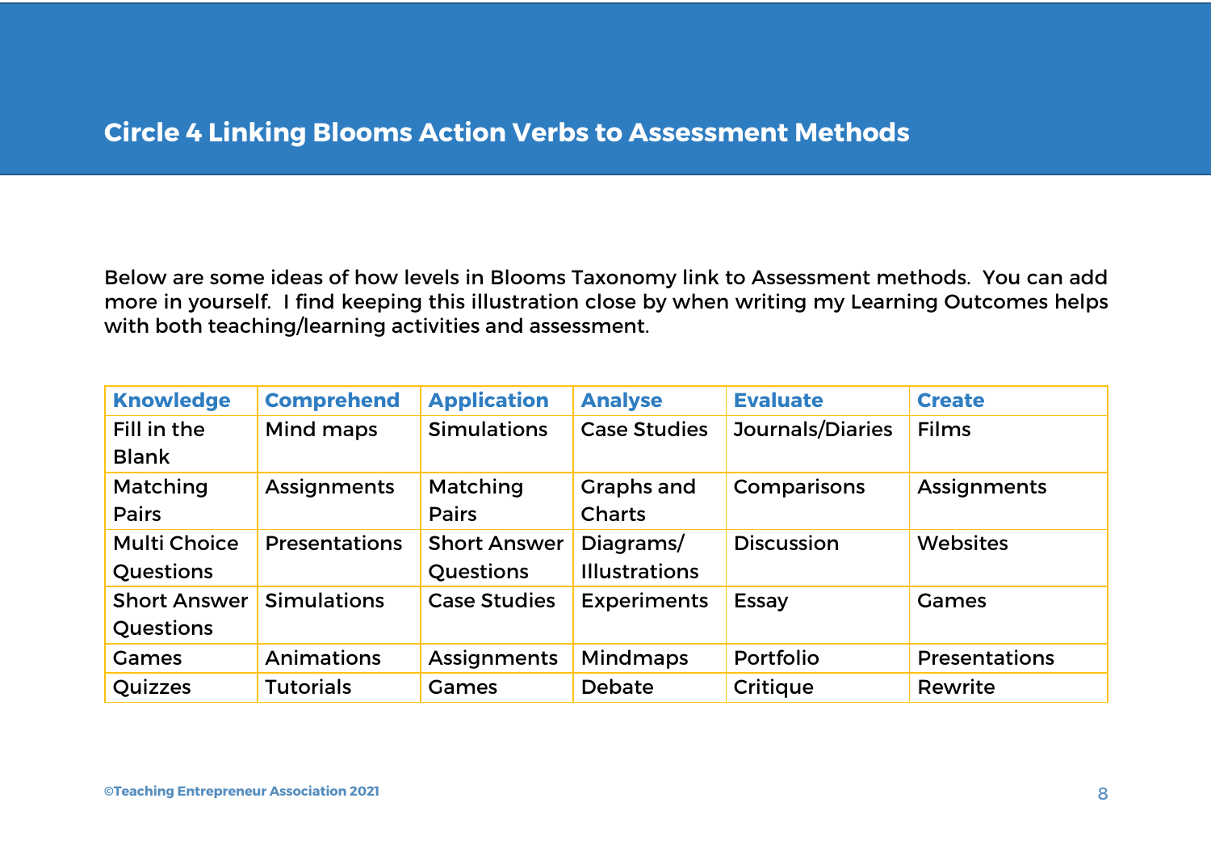# Circle 4 Linking Blooms Action Verbs to Assessment Methods

Below are some ideas of how levels in Blooms Taxonomy link to Assessment methods. You can add more in yourself. I find keeping this illustration close by when writing my Learning Outcomes helps with both teaching/learning activities and assessment.

| Knowledge | Comprehend | Application | Analyse | Evaluate | Create |
|---|---|---|---|---|---|
| Fill in the Blank | Mind maps | Simulations | Case Studies | Journals/Diaries | Films |
| Matching Pairs | Assignments | Matching Pairs | Graphs and Charts | Comparisons | Assignments |
| Multi Choice Questions | Presentations | Short Answer Questions | Diagrams/ Illustrations | Discussion | Websites |
| Short Answer Questions | Simulations | Case Studies | Experiments | Essay | Games |
| Games | Animations | Assignments | Mindmaps | Portfolio | Presentations |
| Quizzes | Tutorials | Games | Debate | Critique | Rewrite |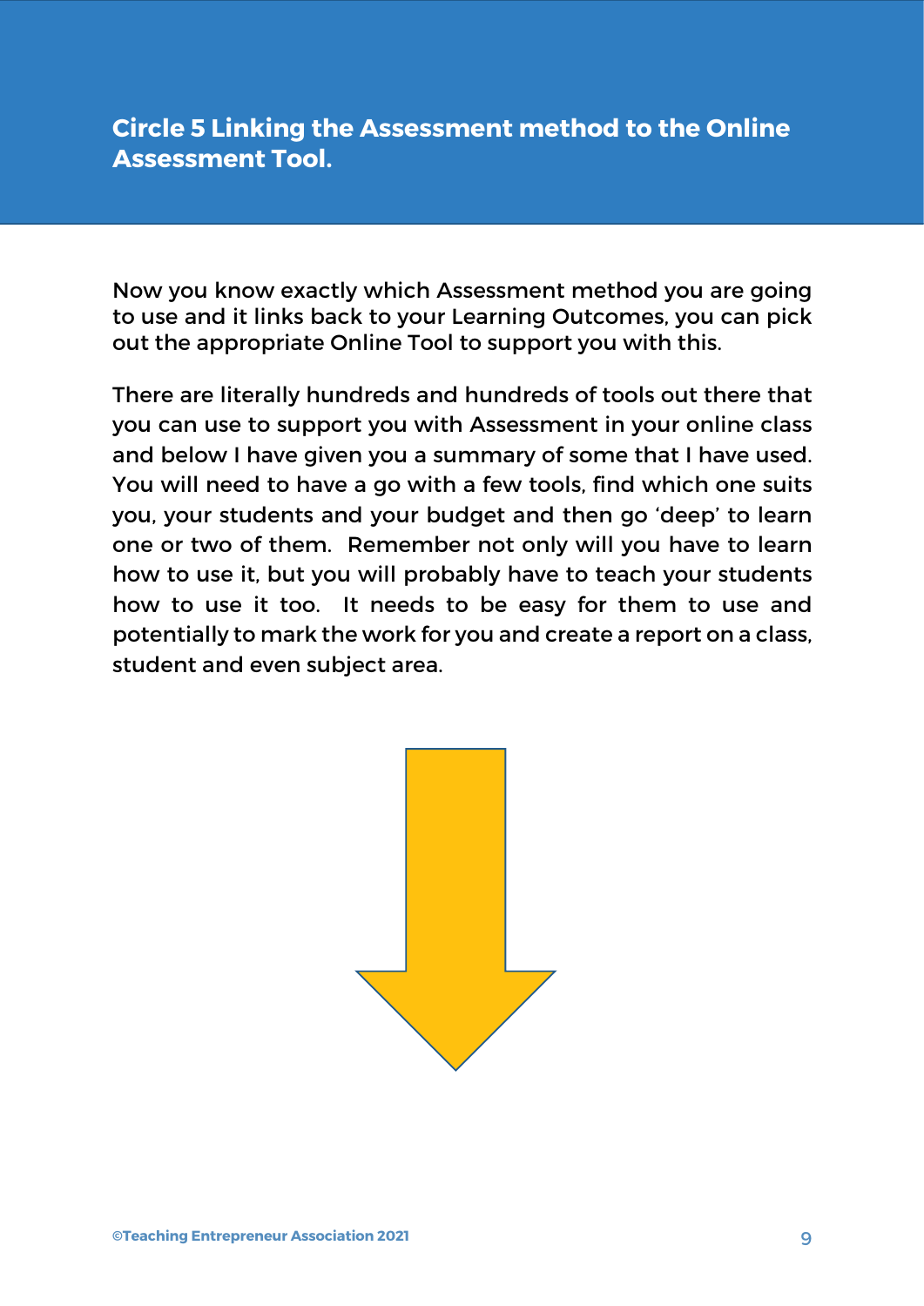## Circle 5 Linking the Assessment method to the Online Assessment Tool.

Now you know exactly which Assessment method you are going to use and it links back to your Learning Outcomes, you can pick out the appropriate Online Tool to support you with this.

There are literally hundreds and hundreds of tools out there that you can use to support you with Assessment in your online class and below I have given you a summary of some that I have used. You will need to have a go with a few tools, find which one suits you, your students and your budget and then go 'deep' to learn one or two of them. Remember not only will you have to learn how to use it, but you will probably have to teach your students how to use it too. It needs to be easy for them to use and potentially to mark the work for you and create a report on a class, student and even subject area.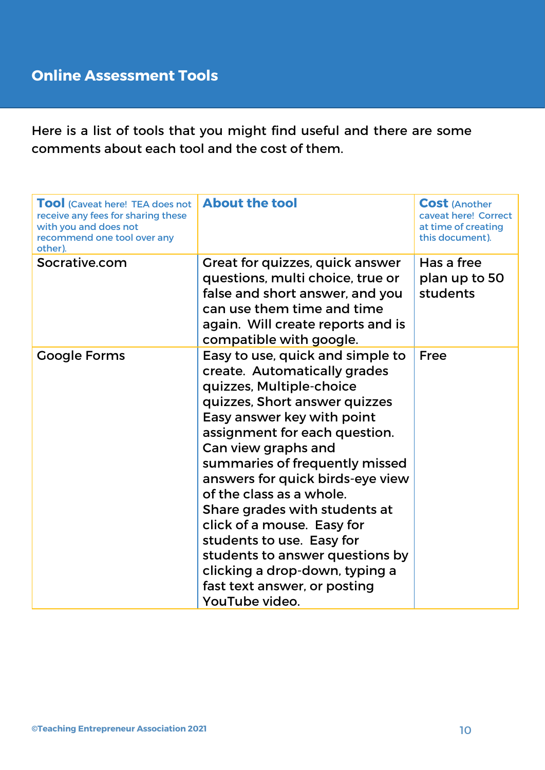## Online Assessment Tools

Here is a list of tools that you might find useful and there are some comments about each tool and the cost of them.

| **Tool** (Caveat here! TEA does not receive any fees for sharing these with you and does not recommend one tool over any other). | **About the tool** | **Cost** (Another caveat here! Correct at time of creating this document). |
| --- | --- | --- |
| Socrative.com | Great for quizzes, quick answer questions, multi choice, true or false and short answer, and you can use them time and time again. Will create reports and is compatible with google. | Has a free plan up to 50 students |
| Google Forms | Easy to use, quick and simple to create. Automatically grades quizzes, Multiple-choice quizzes, Short answer quizzes Easy answer key with point assignment for each question. Can view graphs and summaries of frequently missed answers for quick birds-eye view of the class as a whole. Share grades with students at click of a mouse. Easy for students to use. Easy for students to answer questions by clicking a drop-down, typing a fast text answer, or posting YouTube video. | Free |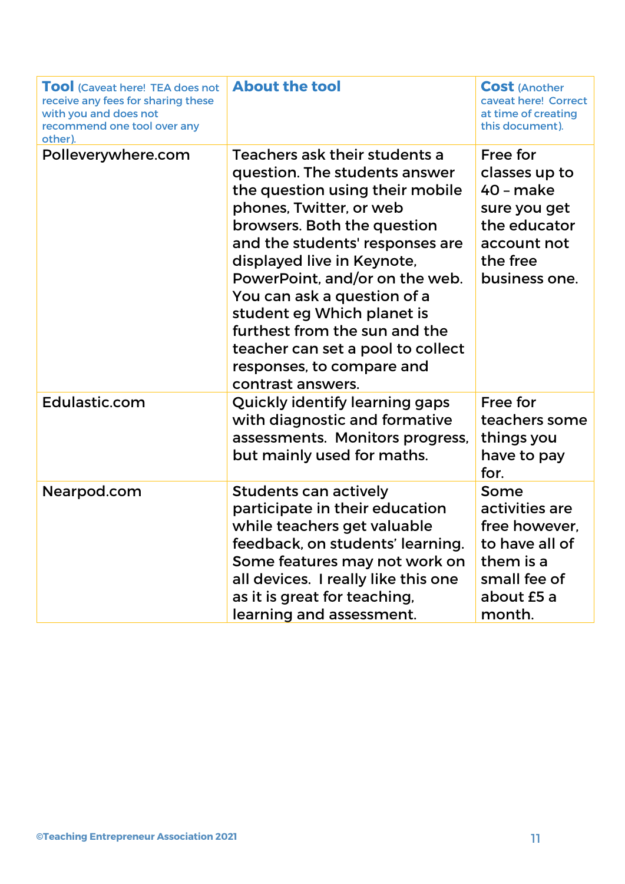| **Tool** (Caveat here! TEA does not receive any fees for sharing these with you and does not recommend one tool over any other). | **About the tool** | **Cost** (Another caveat here! Correct at time of creating this document). |
| --- | --- | --- |
| Polleverywhere.com | Teachers ask their students a question. The students answer the question using their mobile phones, Twitter, or web browsers. Both the question and the students' responses are displayed live in Keynote, PowerPoint, and/or on the web. You can ask a question of a student eg Which planet is furthest from the sun and the teacher can set a pool to collect responses, to compare and contrast answers. | Free for classes up to 40 – make sure you get the educator account not the free business one. |
| Edulastic.com | Quickly identify learning gaps with diagnostic and formative assessments. Monitors progress, but mainly used for maths. | Free for teachers some things you have to pay for. |
| Nearpod.com | Students can actively participate in their education while teachers get valuable feedback, on students' learning. Some features may not work on all devices. I really like this one as it is great for teaching, learning and assessment. | Some activities are free however, to have all of them is a small fee of about £5 a month. |

©Teaching Entrepreneur Association 2021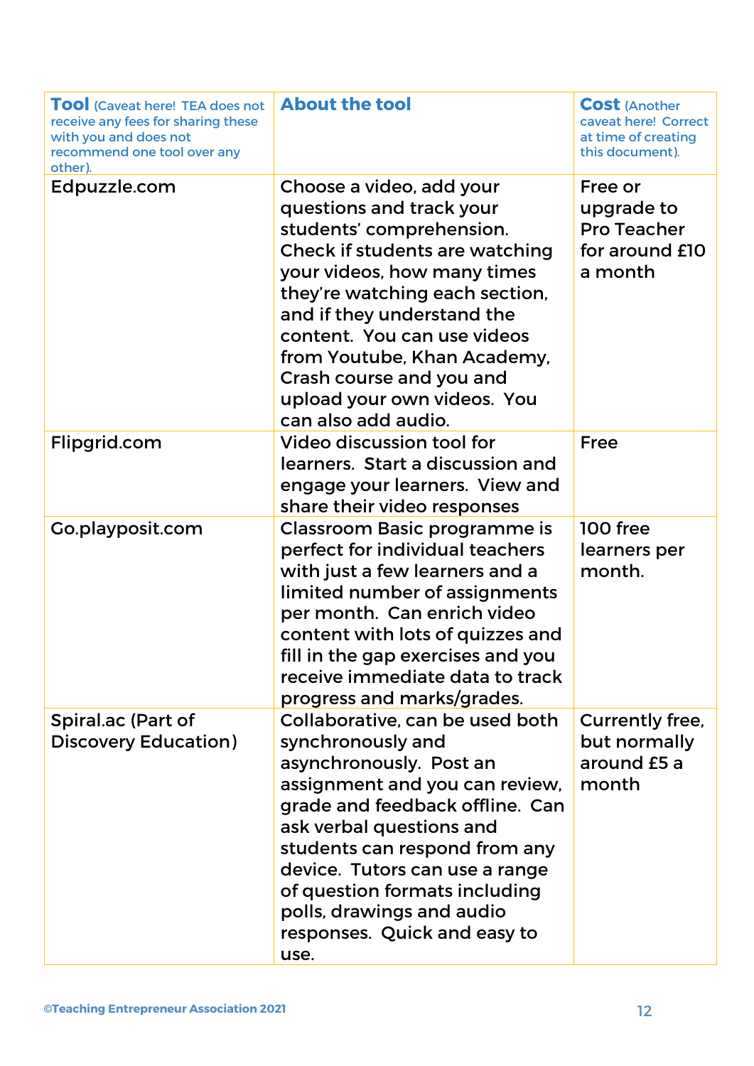| **Tool** (Caveat here! TEA does not receive any fees for sharing these with you and does not recommend one tool over any other). | **About the tool** | **Cost** (Another caveat here! Correct at time of creating this document). |
|---|---|---|
| Edpuzzle.com | Choose a video, add your questions and track your students' comprehension. Check if students are watching your videos, how many times they're watching each section, and if they understand the content. You can use videos from Youtube, Khan Academy, Crash course and you and upload your own videos. You can also add audio. | Free or upgrade to Pro Teacher for around £10 a month |
| Flipgrid.com | Video discussion tool for learners. Start a discussion and engage your learners. View and share their video responses | Free |
| Go.playposit.com | Classroom Basic programme is perfect for individual teachers with just a few learners and a limited number of assignments per month. Can enrich video content with lots of quizzes and fill in the gap exercises and you receive immediate data to track progress and marks/grades. | 100 free learners per month. |
| Spiral.ac (Part of Discovery Education) | Collaborative, can be used both synchronously and asynchronously. Post an assignment and you can review, grade and feedback offline. Can ask verbal questions and students can respond from any device. Tutors can use a range of question formats including polls, drawings and audio responses. Quick and easy to use. | Currently free, but normally around £5 a month |

©Teaching Entrepreneur Association 2021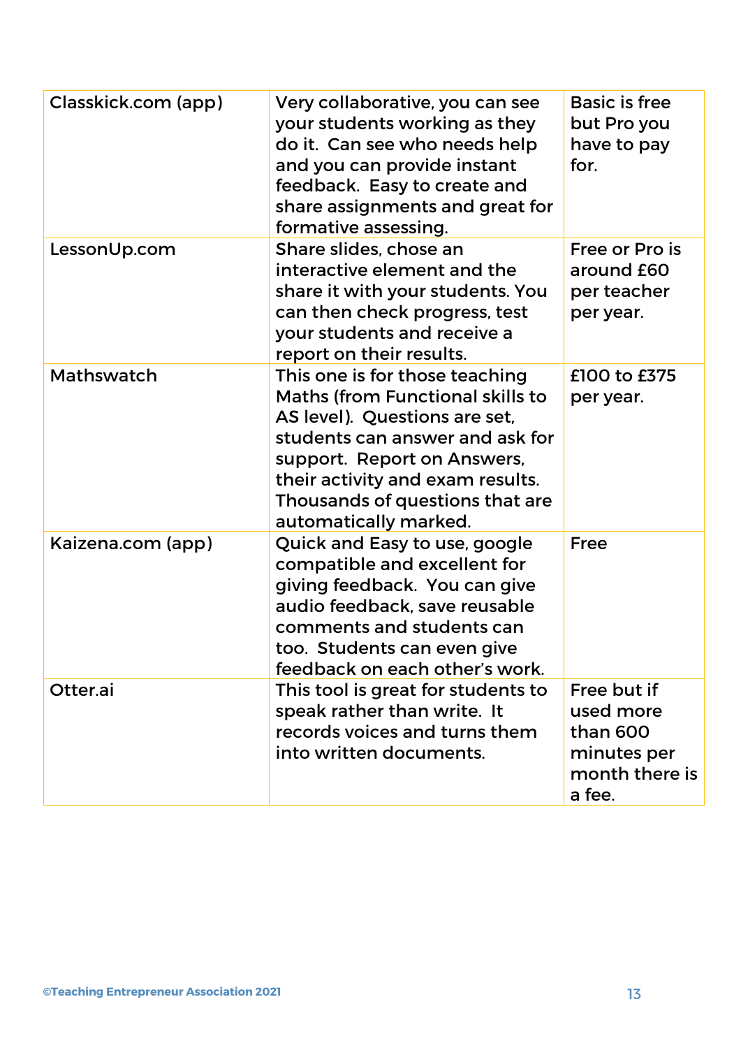| | | |
|---|---|---|
| Classkick.com (app) | Very collaborative, you can see your students working as they do it. Can see who needs help and you can provide instant feedback. Easy to create and share assignments and great for formative assessing. | Basic is free but Pro you have to pay for. |
| LessonUp.com | Share slides, chose an interactive element and the share it with your students. You can then check progress, test your students and receive a report on their results. | Free or Pro is around £60 per teacher per year. |
| Mathswatch | This one is for those teaching Maths (from Functional skills to AS level). Questions are set, students can answer and ask for support. Report on Answers, their activity and exam results. Thousands of questions that are automatically marked. | £100 to £375 per year. |
| Kaizena.com (app) | Quick and Easy to use, google compatible and excellent for giving feedback. You can give audio feedback, save reusable comments and students can too. Students can even give feedback on each other's work. | Free |
| Otter.ai | This tool is great for students to speak rather than write. It records voices and turns them into written documents. | Free but if used more than 600 minutes per month there is a fee. |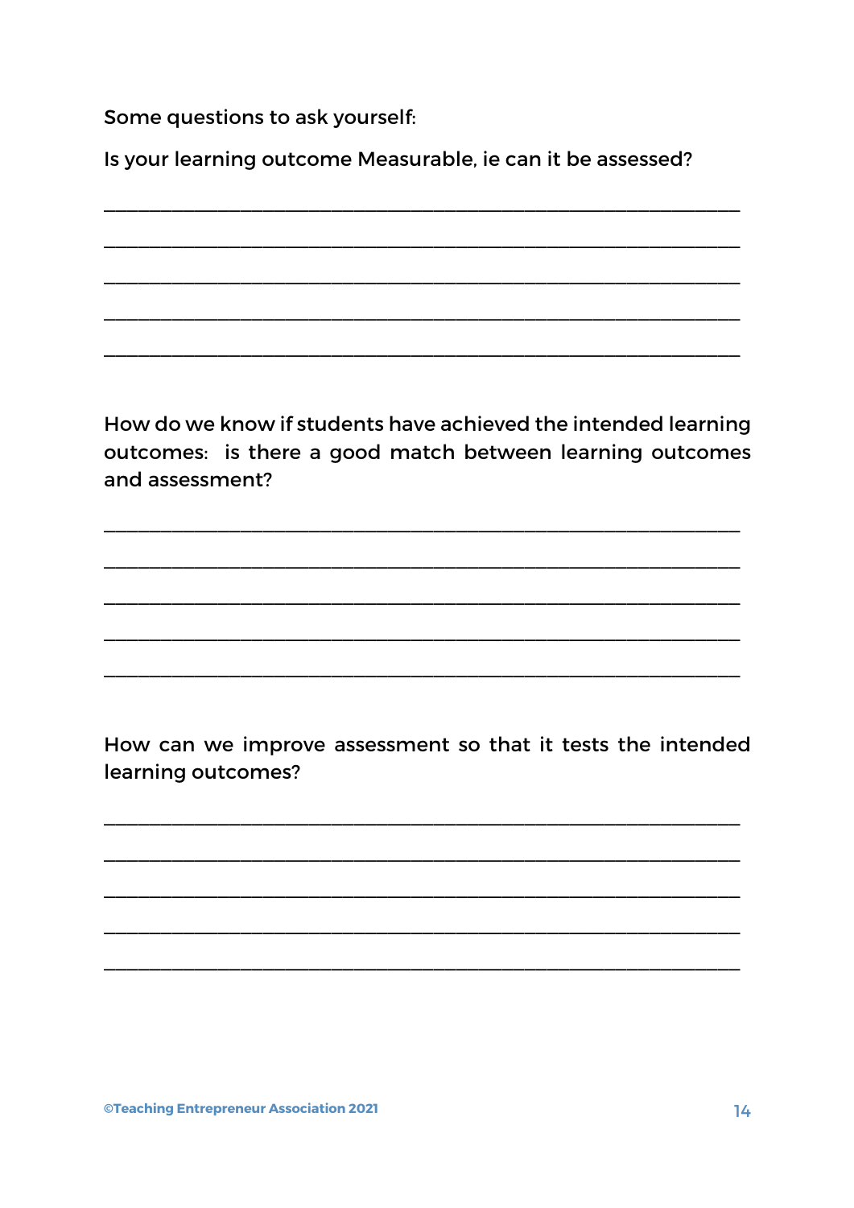Some questions to ask yourself:

Is your learning outcome Measurable, ie can it be assessed?

_______________________________________________________________

_______________________________________________________________

_______________________________________________________________

_______________________________________________________________

_______________________________________________________________

How do we know if students have achieved the intended learning outcomes: is there a good match between learning outcomes and assessment?

_______________________________________________________________

_______________________________________________________________

_______________________________________________________________

_______________________________________________________________

_______________________________________________________________

How can we improve assessment so that it tests the intended learning outcomes?

_______________________________________________________________

_______________________________________________________________

_______________________________________________________________

_______________________________________________________________

_______________________________________________________________

©Teaching Entrepreneur Association 2021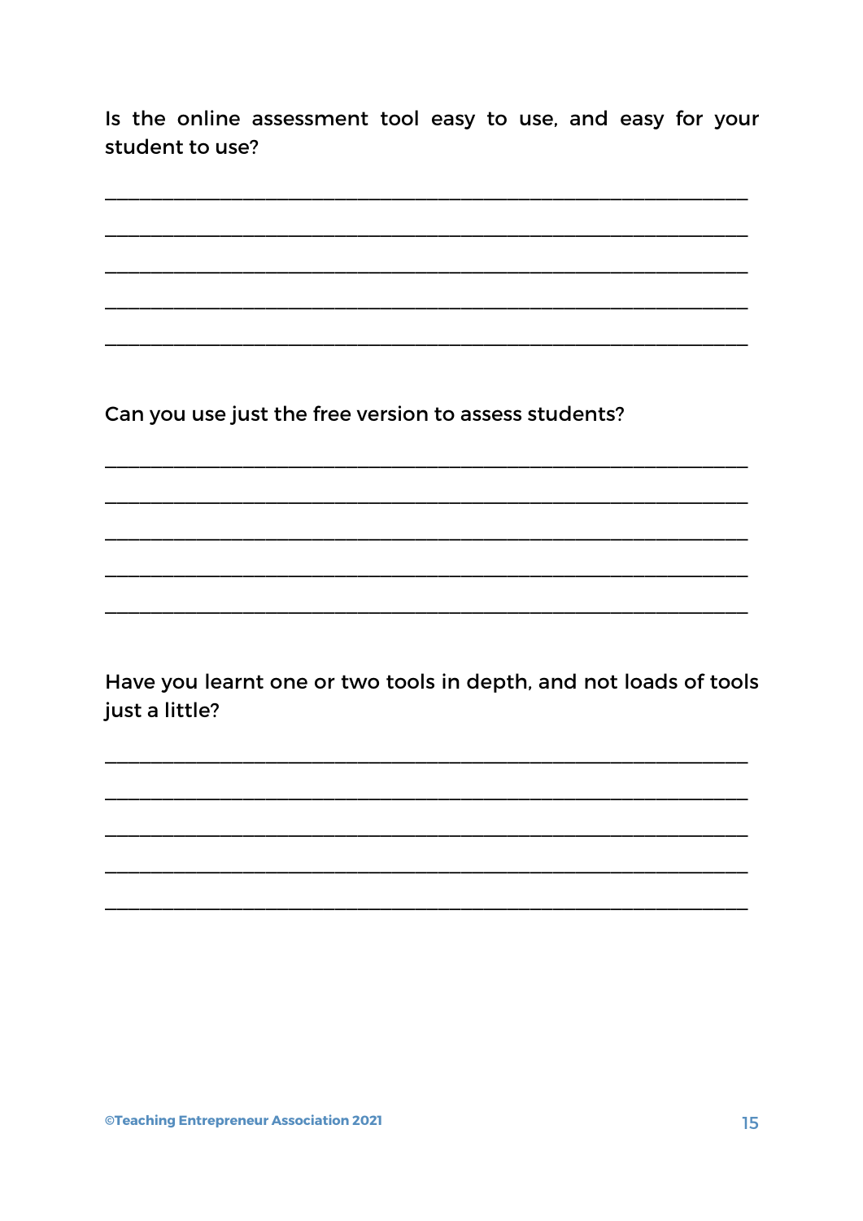Is the online assessment tool easy to use, and easy for your student to use?

______________________________________________________________________

______________________________________________________________________

______________________________________________________________________

______________________________________________________________________

______________________________________________________________________

Can you use just the free version to assess students?

______________________________________________________________________

______________________________________________________________________

______________________________________________________________________

______________________________________________________________________

______________________________________________________________________

Have you learnt one or two tools in depth, and not loads of tools just a little?

______________________________________________________________________

______________________________________________________________________

______________________________________________________________________

______________________________________________________________________

______________________________________________________________________